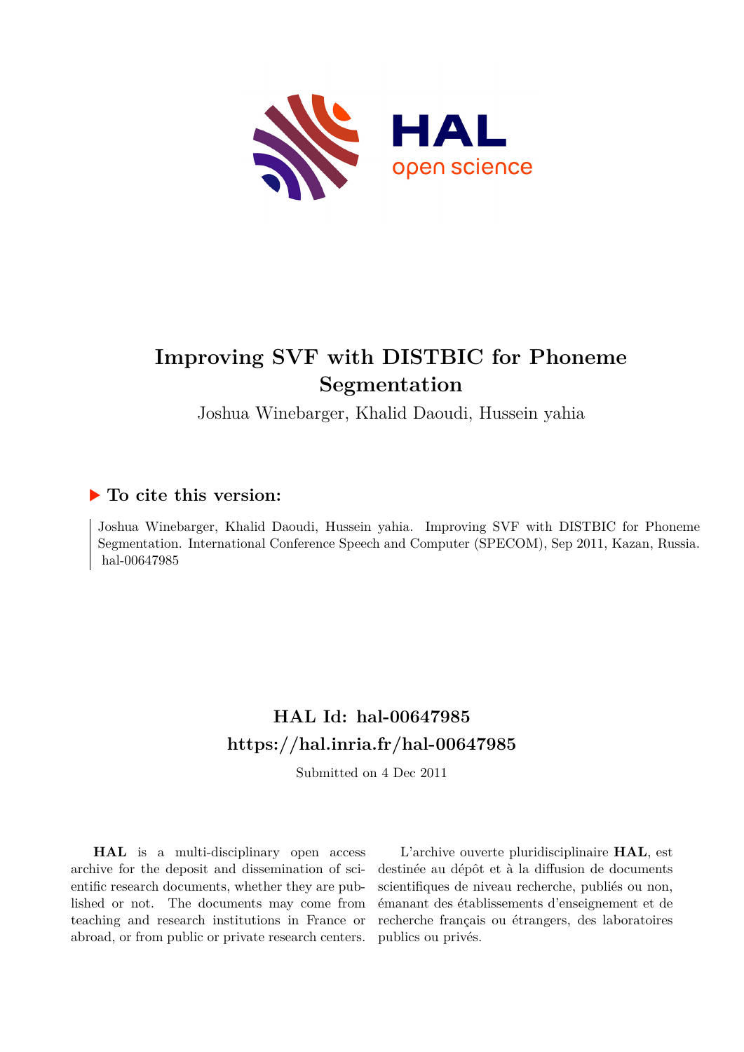# Improving SVF with DISTBIC for Phoneme Segmentation

Joshua Winebarger, Khalid Daoudi, Hussein yahia

## ▶ To cite this version:

Joshua Winebarger, Khalid Daoudi, Hussein yahia. Improving SVF with DISTBIC for Phoneme Segmentation. International Conference Speech and Computer (SPECOM), Sep 2011, Kazan, Russia. hal-00647985

## HAL Id: hal-00647985

## https://hal.inria.fr/hal-00647985

Submitted on 4 Dec 2011

**HAL** is a multi-disciplinary open access archive for the deposit and dissemination of scientific research documents, whether they are published or not. The documents may come from teaching and research institutions in France or abroad, or from public or private research centers.

L'archive ouverte pluridisciplinaire **HAL**, est destinée au dépôt et à la diffusion de documents scientifiques de niveau recherche, publiés ou non, émanant des établissements d'enseignement et de recherche français ou étrangers, des laboratoires publics ou privés.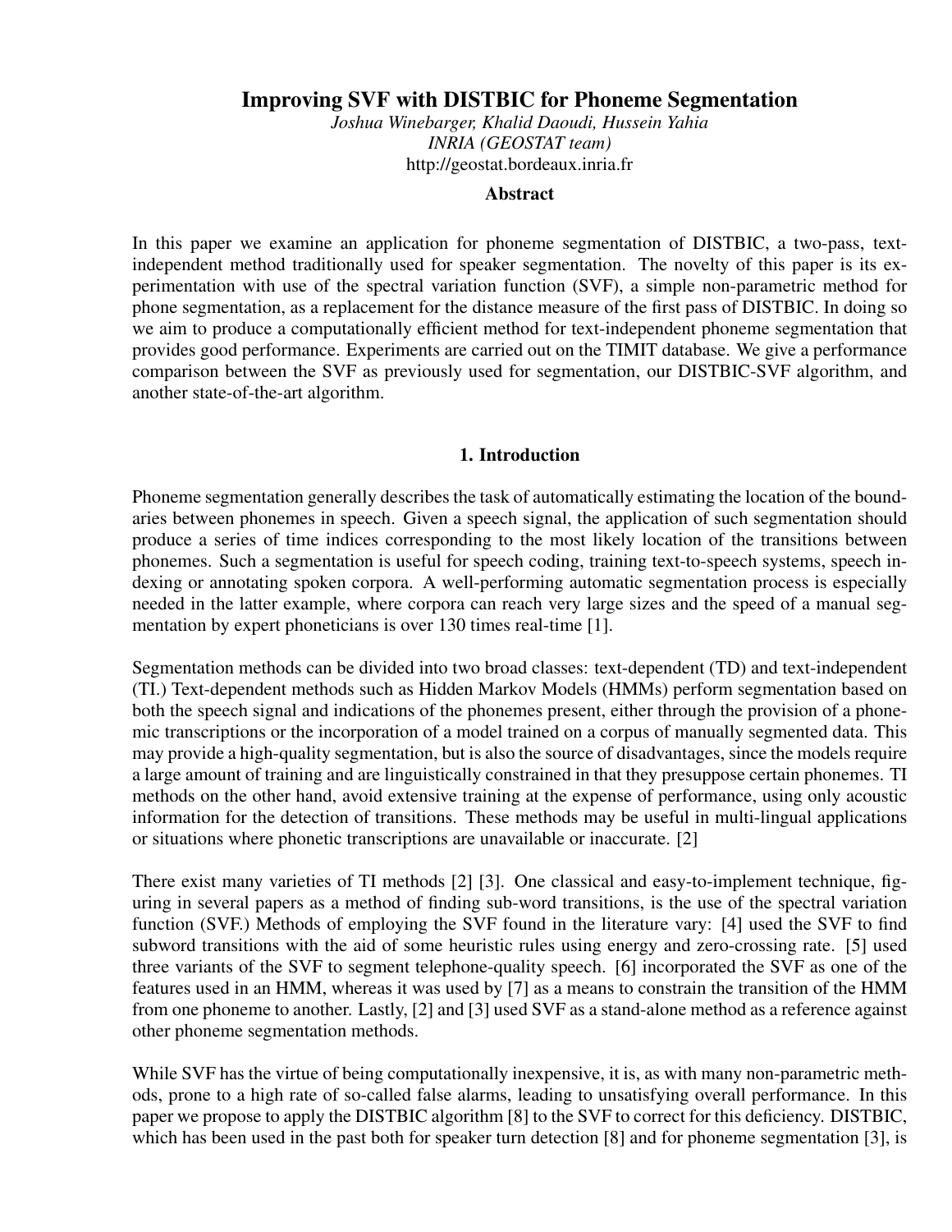# Improving SVF with DISTBIC for Phoneme Segmentation

*Joshua Winebarger, Khalid Daoudi, Hussein Yahia*
*INRIA (GEOSTAT team)*
http://geostat.bordeaux.inria.fr

### Abstract

In this paper we examine an application for phoneme segmentation of DISTBIC, a two-pass, text-independent method traditionally used for speaker segmentation. The novelty of this paper is its experimentation with use of the spectral variation function (SVF), a simple non-parametric method for phone segmentation, as a replacement for the distance measure of the first pass of DISTBIC. In doing so we aim to produce a computationally efficient method for text-independent phoneme segmentation that provides good performance. Experiments are carried out on the TIMIT database. We give a performance comparison between the SVF as previously used for segmentation, our DISTBIC-SVF algorithm, and another state-of-the-art algorithm.

## 1. Introduction

Phoneme segmentation generally describes the task of automatically estimating the location of the boundaries between phonemes in speech. Given a speech signal, the application of such segmentation should produce a series of time indices corresponding to the most likely location of the transitions between phonemes. Such a segmentation is useful for speech coding, training text-to-speech systems, speech indexing or annotating spoken corpora. A well-performing automatic segmentation process is especially needed in the latter example, where corpora can reach very large sizes and the speed of a manual segmentation by expert phoneticians is over 130 times real-time [1].

Segmentation methods can be divided into two broad classes: text-dependent (TD) and text-independent (TI.) Text-dependent methods such as Hidden Markov Models (HMMs) perform segmentation based on both the speech signal and indications of the phonemes present, either through the provision of a phonemic transcriptions or the incorporation of a model trained on a corpus of manually segmented data. This may provide a high-quality segmentation, but is also the source of disadvantages, since the models require a large amount of training and are linguistically constrained in that they presuppose certain phonemes. TI methods on the other hand, avoid extensive training at the expense of performance, using only acoustic information for the detection of transitions. These methods may be useful in multi-lingual applications or situations where phonetic transcriptions are unavailable or inaccurate. [2]

There exist many varieties of TI methods [2] [3]. One classical and easy-to-implement technique, figuring in several papers as a method of finding sub-word transitions, is the use of the spectral variation function (SVF.) Methods of employing the SVF found in the literature vary: [4] used the SVF to find subword transitions with the aid of some heuristic rules using energy and zero-crossing rate. [5] used three variants of the SVF to segment telephone-quality speech. [6] incorporated the SVF as one of the features used in an HMM, whereas it was used by [7] as a means to constrain the transition of the HMM from one phoneme to another. Lastly, [2] and [3] used SVF as a stand-alone method as a reference against other phoneme segmentation methods.

While SVF has the virtue of being computationally inexpensive, it is, as with many non-parametric methods, prone to a high rate of so-called false alarms, leading to unsatisfying overall performance. In this paper we propose to apply the DISTBIC algorithm [8] to the SVF to correct for this deficiency. DISTBIC, which has been used in the past both for speaker turn detection [8] and for phoneme segmentation [3], is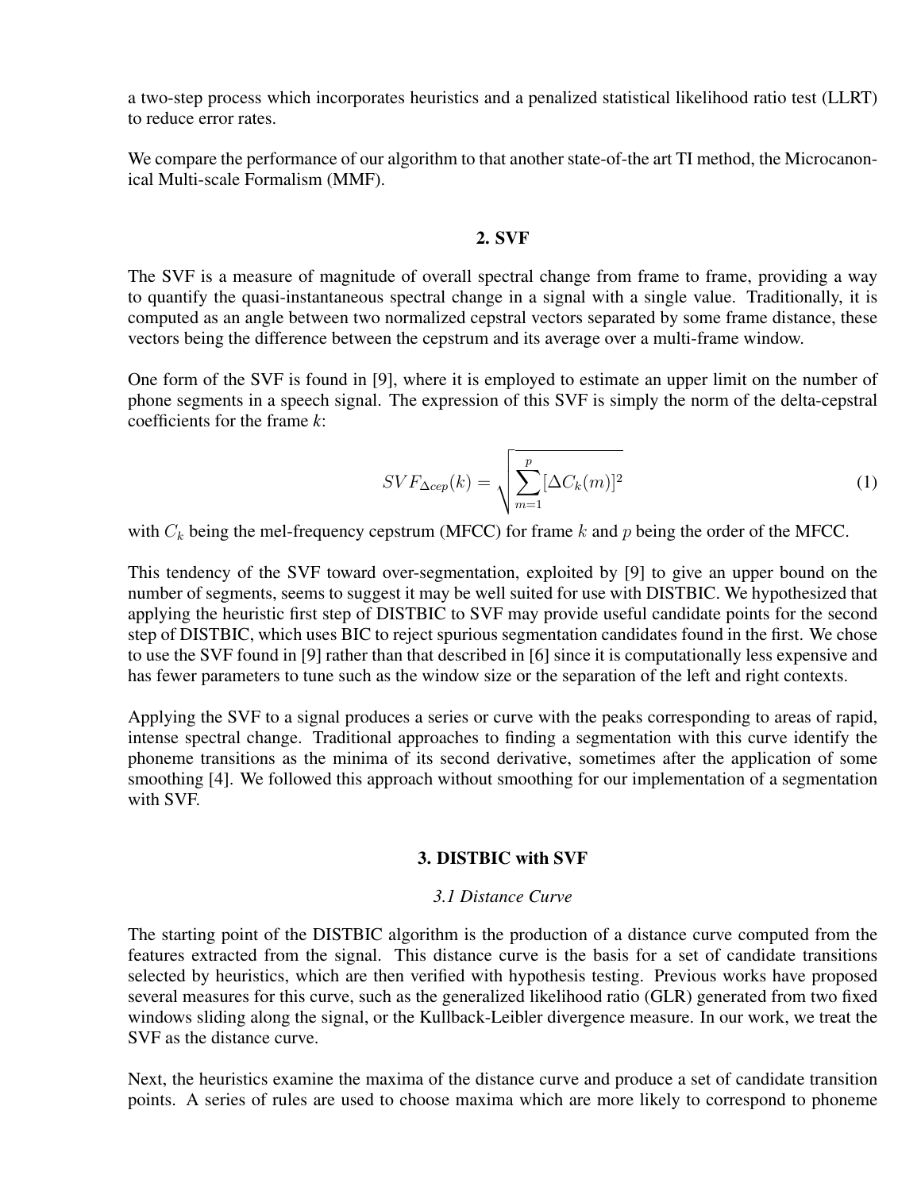a two-step process which incorporates heuristics and a penalized statistical likelihood ratio test (LLRT) to reduce error rates.

We compare the performance of our algorithm to that another state-of-the art TI method, the Microcanonical Multi-scale Formalism (MMF).

## 2. SVF

The SVF is a measure of magnitude of overall spectral change from frame to frame, providing a way to quantify the quasi-instantaneous spectral change in a signal with a single value. Traditionally, it is computed as an angle between two normalized cepstral vectors separated by some frame distance, these vectors being the difference between the cepstrum and its average over a multi-frame window.

One form of the SVF is found in [9], where it is employed to estimate an upper limit on the number of phone segments in a speech signal. The expression of this SVF is simply the norm of the delta-cepstral coefficients for the frame *k*:

$$SVF_{\Delta cep}(k) = \sqrt{\sum_{m=1}^{p} [\Delta C_k(m)]^2} \tag{1}$$

with $C_k$ being the mel-frequency cepstrum (MFCC) for frame $k$ and $p$ being the order of the MFCC.

This tendency of the SVF toward over-segmentation, exploited by [9] to give an upper bound on the number of segments, seems to suggest it may be well suited for use with DISTBIC. We hypothesized that applying the heuristic first step of DISTBIC to SVF may provide useful candidate points for the second step of DISTBIC, which uses BIC to reject spurious segmentation candidates found in the first. We chose to use the SVF found in [9] rather than that described in [6] since it is computationally less expensive and has fewer parameters to tune such as the window size or the separation of the left and right contexts.

Applying the SVF to a signal produces a series or curve with the peaks corresponding to areas of rapid, intense spectral change. Traditional approaches to finding a segmentation with this curve identify the phoneme transitions as the minima of its second derivative, sometimes after the application of some smoothing [4]. We followed this approach without smoothing for our implementation of a segmentation with SVF.

## 3. DISTBIC with SVF

### *3.1 Distance Curve*

The starting point of the DISTBIC algorithm is the production of a distance curve computed from the features extracted from the signal. This distance curve is the basis for a set of candidate transitions selected by heuristics, which are then verified with hypothesis testing. Previous works have proposed several measures for this curve, such as the generalized likelihood ratio (GLR) generated from two fixed windows sliding along the signal, or the Kullback-Leibler divergence measure. In our work, we treat the SVF as the distance curve.

Next, the heuristics examine the maxima of the distance curve and produce a set of candidate transition points. A series of rules are used to choose maxima which are more likely to correspond to phoneme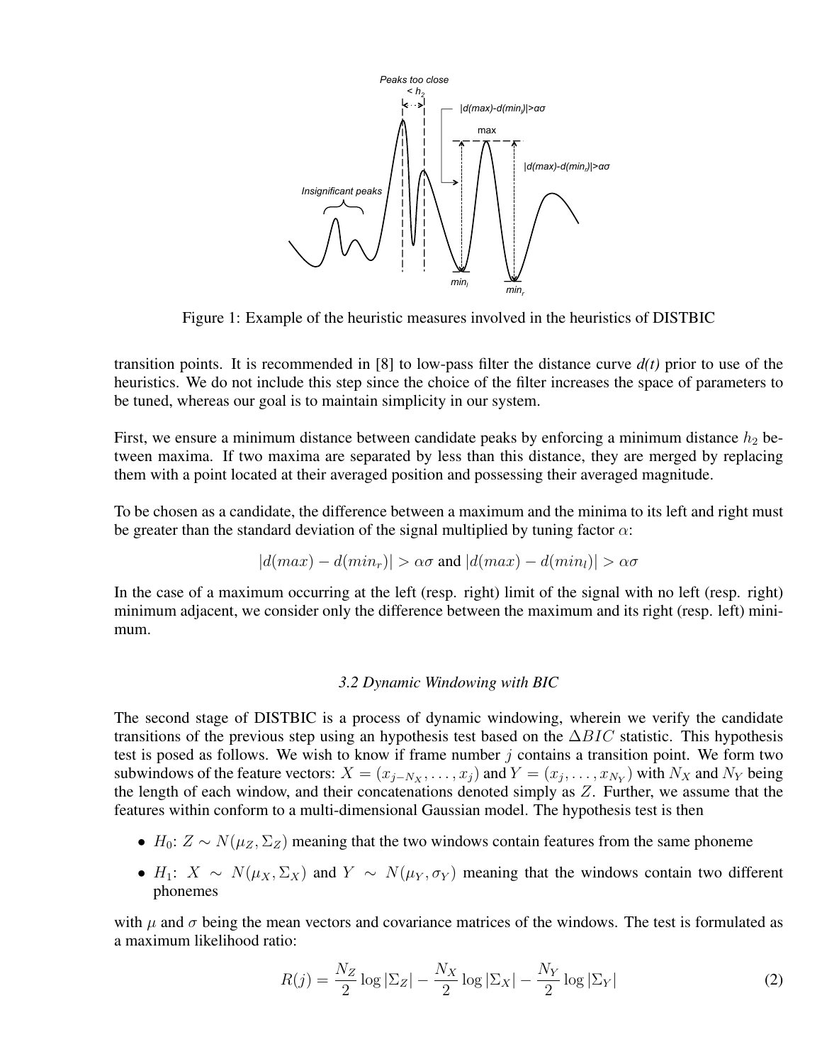Figure 1: Example of the heuristic measures involved in the heuristics of DISTBIC

transition points. It is recommended in [8] to low-pass filter the distance curve *d(t)* prior to use of the heuristics. We do not include this step since the choice of the filter increases the space of parameters to be tuned, whereas our goal is to maintain simplicity in our system.

First, we ensure a minimum distance between candidate peaks by enforcing a minimum distance $h_2$ between maxima. If two maxima are separated by less than this distance, they are merged by replacing them with a point located at their averaged position and possessing their averaged magnitude.

To be chosen as a candidate, the difference between a maximum and the minima to its left and right must be greater than the standard deviation of the signal multiplied by tuning factor $\alpha$:

$$|d(max) - d(min_r)| > \alpha\sigma \text{ and } |d(max) - d(min_l)| > \alpha\sigma$$

In the case of a maximum occurring at the left (resp. right) limit of the signal with no left (resp. right) minimum adjacent, we consider only the difference between the maximum and its right (resp. left) minimum.

### *3.2 Dynamic Windowing with BIC*

The second stage of DISTBIC is a process of dynamic windowing, wherein we verify the candidate transitions of the previous step using an hypothesis test based on the $\Delta BIC$ statistic. This hypothesis test is posed as follows. We wish to know if frame number $j$ contains a transition point. We form two subwindows of the feature vectors: $X = (x_{j-N_X}, \ldots, x_j)$ and $Y = (x_j, \ldots, x_{N_Y})$ with $N_X$ and $N_Y$ being the length of each window, and their concatenations denoted simply as $Z$. Further, we assume that the features within conform to a multi-dimensional Gaussian model. The hypothesis test is then

- $H_0$: $Z \sim N(\mu_Z, \Sigma_Z)$ meaning that the two windows contain features from the same phoneme
- $H_1$: $X \sim N(\mu_X, \Sigma_X)$ and $Y \sim N(\mu_Y, \sigma_Y)$ meaning that the windows contain two different phonemes

with $\mu$ and $\sigma$ being the mean vectors and covariance matrices of the windows. The test is formulated as a maximum likelihood ratio:

$$R(j) = \frac{N_Z}{2} \log |\Sigma_Z| - \frac{N_X}{2} \log |\Sigma_X| - \frac{N_Y}{2} \log |\Sigma_Y| \tag{2}$$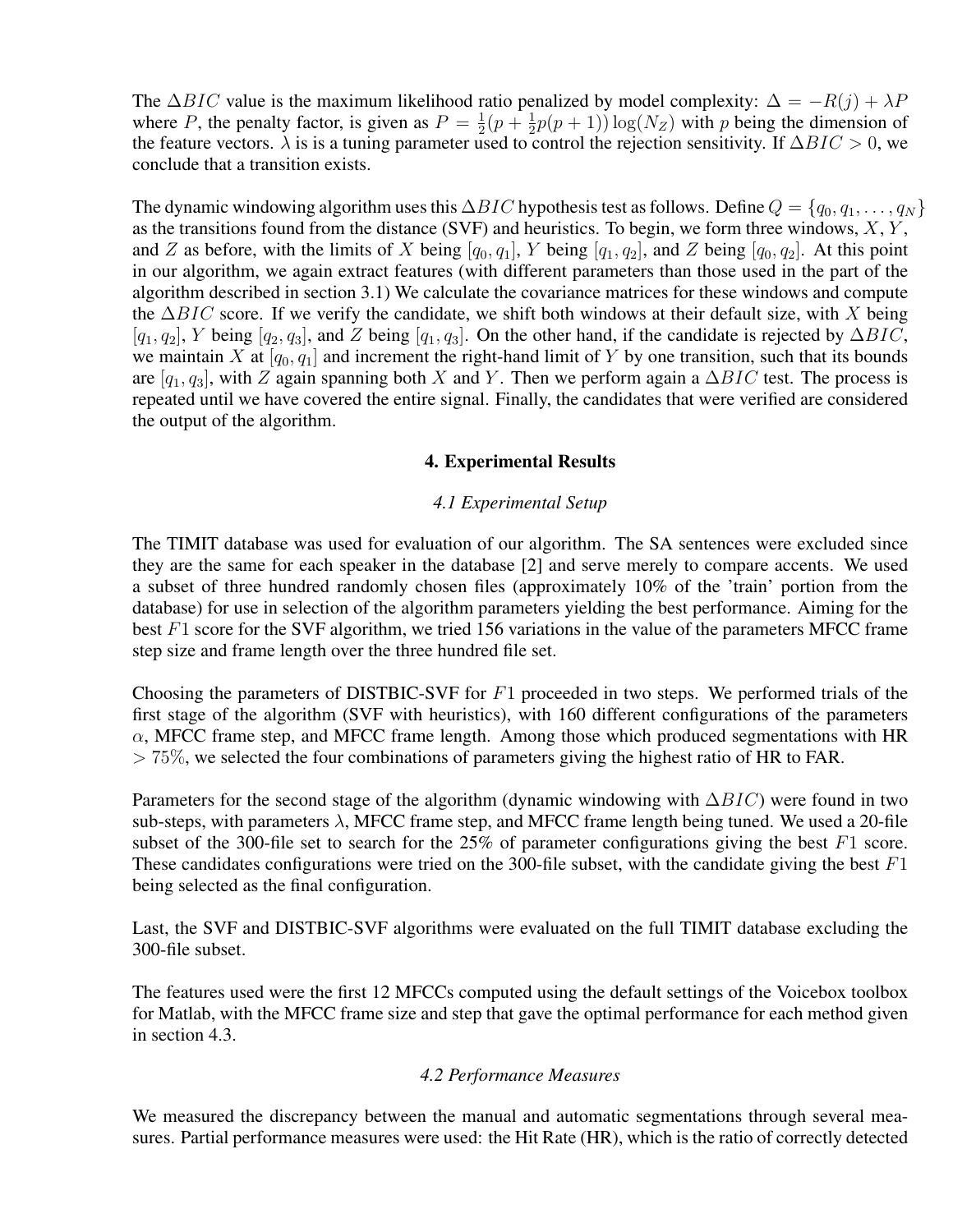The $\Delta BIC$ value is the maximum likelihood ratio penalized by model complexity: $\Delta = -R(j) + \lambda P$ where $P$, the penalty factor, is given as $P = \frac{1}{2}(p + \frac{1}{2}p(p+1))\log(N_Z)$ with $p$ being the dimension of the feature vectors. $\lambda$ is is a tuning parameter used to control the rejection sensitivity. If $\Delta BIC > 0$, we conclude that a transition exists.

The dynamic windowing algorithm uses this $\Delta BIC$ hypothesis test as follows. Define $Q = \{q_0, q_1, \ldots, q_N\}$ as the transitions found from the distance (SVF) and heuristics. To begin, we form three windows, $X, Y$, and $Z$ as before, with the limits of $X$ being $[q_0, q_1]$, $Y$ being $[q_1, q_2]$, and $Z$ being $[q_0, q_2]$. At this point in our algorithm, we again extract features (with different parameters than those used in the part of the algorithm described in section 3.1) We calculate the covariance matrices for these windows and compute the $\Delta BIC$ score. If we verify the candidate, we shift both windows at their default size, with $X$ being $[q_1, q_2]$, $Y$ being $[q_2, q_3]$, and $Z$ being $[q_1, q_3]$. On the other hand, if the candidate is rejected by $\Delta BIC$, we maintain $X$ at $[q_0, q_1]$ and increment the right-hand limit of $Y$ by one transition, such that its bounds are $[q_1, q_3]$, with $Z$ again spanning both $X$ and $Y$. Then we perform again a $\Delta BIC$ test. The process is repeated until we have covered the entire signal. Finally, the candidates that were verified are considered the output of the algorithm.

## 4. Experimental Results

### *4.1 Experimental Setup*

The TIMIT database was used for evaluation of our algorithm. The SA sentences were excluded since they are the same for each speaker in the database [2] and serve merely to compare accents. We used a subset of three hundred randomly chosen files (approximately 10% of the 'train' portion from the database) for use in selection of the algorithm parameters yielding the best performance. Aiming for the best $F1$ score for the SVF algorithm, we tried 156 variations in the value of the parameters MFCC frame step size and frame length over the three hundred file set.

Choosing the parameters of DISTBIC-SVF for $F1$ proceeded in two steps. We performed trials of the first stage of the algorithm (SVF with heuristics), with 160 different configurations of the parameters $\alpha$, MFCC frame step, and MFCC frame length. Among those which produced segmentations with HR $> 75\%$, we selected the four combinations of parameters giving the highest ratio of HR to FAR.

Parameters for the second stage of the algorithm (dynamic windowing with $\Delta BIC$) were found in two sub-steps, with parameters $\lambda$, MFCC frame step, and MFCC frame length being tuned. We used a 20-file subset of the 300-file set to search for the 25% of parameter configurations giving the best $F1$ score. These candidates configurations were tried on the 300-file subset, with the candidate giving the best $F1$ being selected as the final configuration.

Last, the SVF and DISTBIC-SVF algorithms were evaluated on the full TIMIT database excluding the 300-file subset.

The features used were the first 12 MFCCs computed using the default settings of the Voicebox toolbox for Matlab, with the MFCC frame size and step that gave the optimal performance for each method given in section 4.3.

### *4.2 Performance Measures*

We measured the discrepancy between the manual and automatic segmentations through several measures. Partial performance measures were used: the Hit Rate (HR), which is the ratio of correctly detected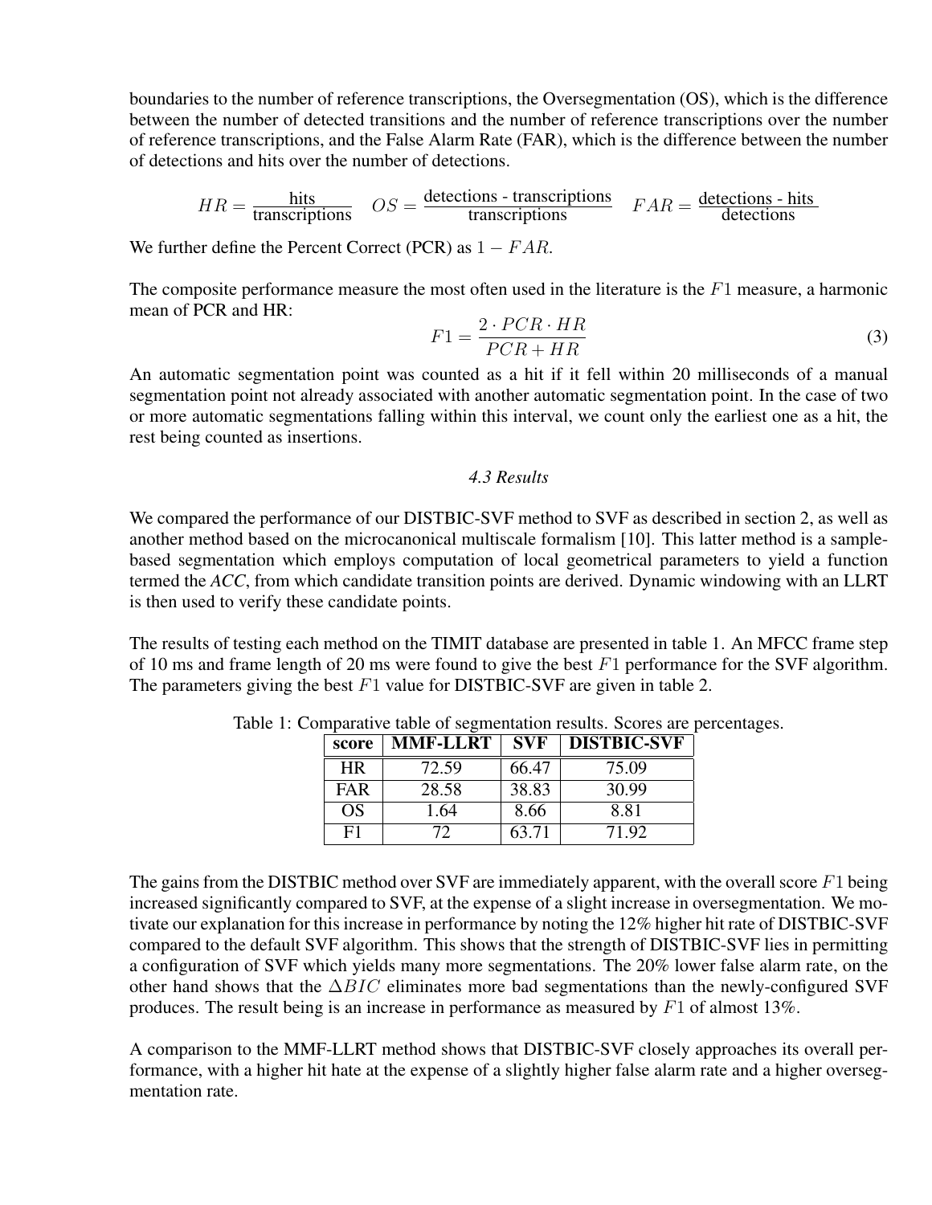boundaries to the number of reference transcriptions, the Oversegmentation (OS), which is the difference between the number of detected transitions and the number of reference transcriptions over the number of reference transcriptions, and the False Alarm Rate (FAR), which is the difference between the number of detections and hits over the number of detections.

$$HR = \frac{\text{hits}}{\text{transcriptions}} \quad OS = \frac{\text{detections - transcriptions}}{\text{transcriptions}} \quad FAR = \frac{\text{detections - hits}}{\text{detections}}$$

We further define the Percent Correct (PCR) as $1 - FAR$.

The composite performance measure the most often used in the literature is the $F1$ measure, a harmonic mean of PCR and HR:

$$F1 = \frac{2 \cdot PCR \cdot HR}{PCR + HR} \tag{3}$$

An automatic segmentation point was counted as a hit if it fell within 20 milliseconds of a manual segmentation point not already associated with another automatic segmentation point. In the case of two or more automatic segmentations falling within this interval, we count only the earliest one as a hit, the rest being counted as insertions.

### *4.3 Results*

We compared the performance of our DISTBIC-SVF method to SVF as described in section 2, as well as another method based on the microcanonical multiscale formalism [10]. This latter method is a sample-based segmentation which employs computation of local geometrical parameters to yield a function termed the ***ACC***, from which candidate transition points are derived. Dynamic windowing with an LLRT is then used to verify these candidate points.

The results of testing each method on the TIMIT database are presented in table 1. An MFCC frame step of 10 ms and frame length of 20 ms were found to give the best $F1$ performance for the SVF algorithm. The parameters giving the best $F1$ value for DISTBIC-SVF are given in table 2.

Table 1: Comparative table of segmentation results. Scores are percentages.

| score | MMF-LLRT | SVF | DISTBIC-SVF |
|---|---|---|---|
| HR | 72.59 | 66.47 | 75.09 |
| FAR | 28.58 | 38.83 | 30.99 |
| OS | 1.64 | 8.66 | 8.81 |
| F1 | 72 | 63.71 | 71.92 |

The gains from the DISTBIC method over SVF are immediately apparent, with the overall score $F1$ being increased significantly compared to SVF, at the expense of a slight increase in oversegmentation. We motivate our explanation for this increase in performance by noting the 12% higher hit rate of DISTBIC-SVF compared to the default SVF algorithm. This shows that the strength of DISTBIC-SVF lies in permitting a configuration of SVF which yields many more segmentations. The 20% lower false alarm rate, on the other hand shows that the $\Delta BIC$ eliminates more bad segmentations than the newly-configured SVF produces. The result being is an increase in performance as measured by $F1$ of almost 13%.

A comparison to the MMF-LLRT method shows that DISTBIC-SVF closely approaches its overall performance, with a higher hit hate at the expense of a slightly higher false alarm rate and a higher oversegmentation rate.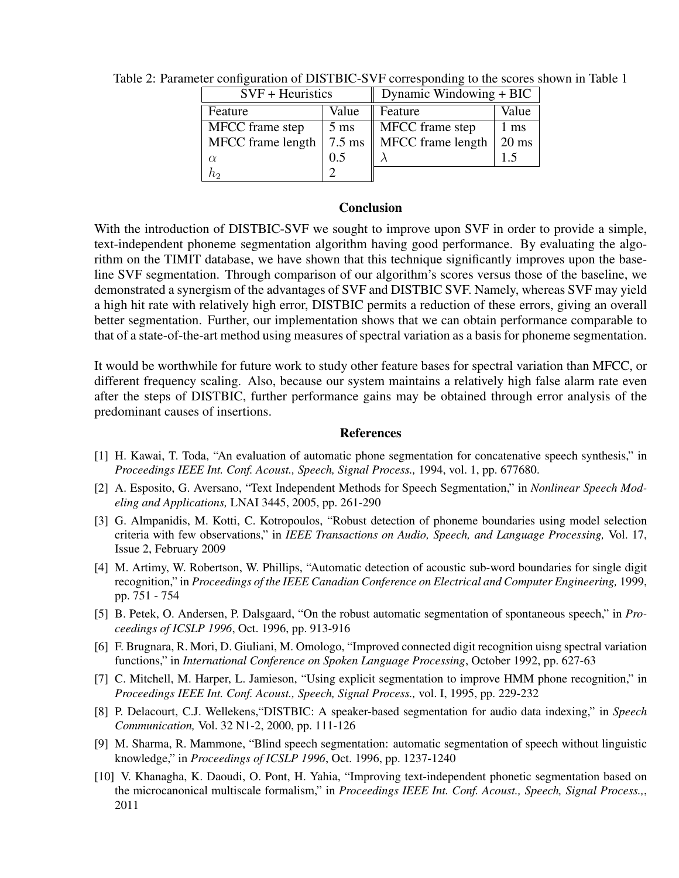Table 2: Parameter configuration of DISTBIC-SVF corresponding to the scores shown in Table 1

| SVF + Heuristics | | Dynamic Windowing + BIC | |
|---|---|---|---|
| Feature | Value | Feature | Value |
| MFCC frame step | 5 ms | MFCC frame step | 1 ms |
| MFCC frame length | 7.5 ms | MFCC frame length | 20 ms |
| $\alpha$ | 0.5 | $\lambda$ | 1.5 |
| $h_2$ | 2 | | |

## Conclusion

With the introduction of DISTBIC-SVF we sought to improve upon SVF in order to provide a simple, text-independent phoneme segmentation algorithm having good performance. By evaluating the algorithm on the TIMIT database, we have shown that this technique significantly improves upon the baseline SVF segmentation. Through comparison of our algorithm's scores versus those of the baseline, we demonstrated a synergism of the advantages of SVF and DISTBIC SVF. Namely, whereas SVF may yield a high hit rate with relatively high error, DISTBIC permits a reduction of these errors, giving an overall better segmentation. Further, our implementation shows that we can obtain performance comparable to that of a state-of-the-art method using measures of spectral variation as a basis for phoneme segmentation.

It would be worthwhile for future work to study other feature bases for spectral variation than MFCC, or different frequency scaling. Also, because our system maintains a relatively high false alarm rate even after the steps of DISTBIC, further performance gains may be obtained through error analysis of the predominant causes of insertions.

## References

[1] H. Kawai, T. Toda, "An evaluation of automatic phone segmentation for concatenative speech synthesis," in *Proceedings IEEE Int. Conf. Acoust., Speech, Signal Process.,* 1994, vol. 1, pp. 677680.

[2] A. Esposito, G. Aversano, "Text Independent Methods for Speech Segmentation," in *Nonlinear Speech Modeling and Applications,* LNAI 3445, 2005, pp. 261-290

[3] G. Almpanidis, M. Kotti, C. Kotropoulos, "Robust detection of phoneme boundaries using model selection criteria with few observations," in *IEEE Transactions on Audio, Speech, and Language Processing,* Vol. 17, Issue 2, February 2009

[4] M. Artimy, W. Robertson, W. Phillips, "Automatic detection of acoustic sub-word boundaries for single digit recognition," in *Proceedings of the IEEE Canadian Conference on Electrical and Computer Engineering,* 1999, pp. 751 - 754

[5] B. Petek, O. Andersen, P. Dalsgaard, "On the robust automatic segmentation of spontaneous speech," in *Proceedings of ICSLP 1996*, Oct. 1996, pp. 913-916

[6] F. Brugnara, R. Mori, D. Giuliani, M. Omologo, "Improved connected digit recognition uisng spectral variation functions," in *International Conference on Spoken Language Processing*, October 1992, pp. 627-63

[7] C. Mitchell, M. Harper, L. Jamieson, "Using explicit segmentation to improve HMM phone recognition," in *Proceedings IEEE Int. Conf. Acoust., Speech, Signal Process.,* vol. I, 1995, pp. 229-232

[8] P. Delacourt, C.J. Wellekens,"DISTBIC: A speaker-based segmentation for audio data indexing," in *Speech Communication,* Vol. 32 N1-2, 2000, pp. 111-126

[9] M. Sharma, R. Mammone, "Blind speech segmentation: automatic segmentation of speech without linguistic knowledge," in *Proceedings of ICSLP 1996*, Oct. 1996, pp. 1237-1240

[10] V. Khanagha, K. Daoudi, O. Pont, H. Yahia, "Improving text-independent phonetic segmentation based on the microcanonical multiscale formalism," in *Proceedings IEEE Int. Conf. Acoust., Speech, Signal Process.,*, 2011